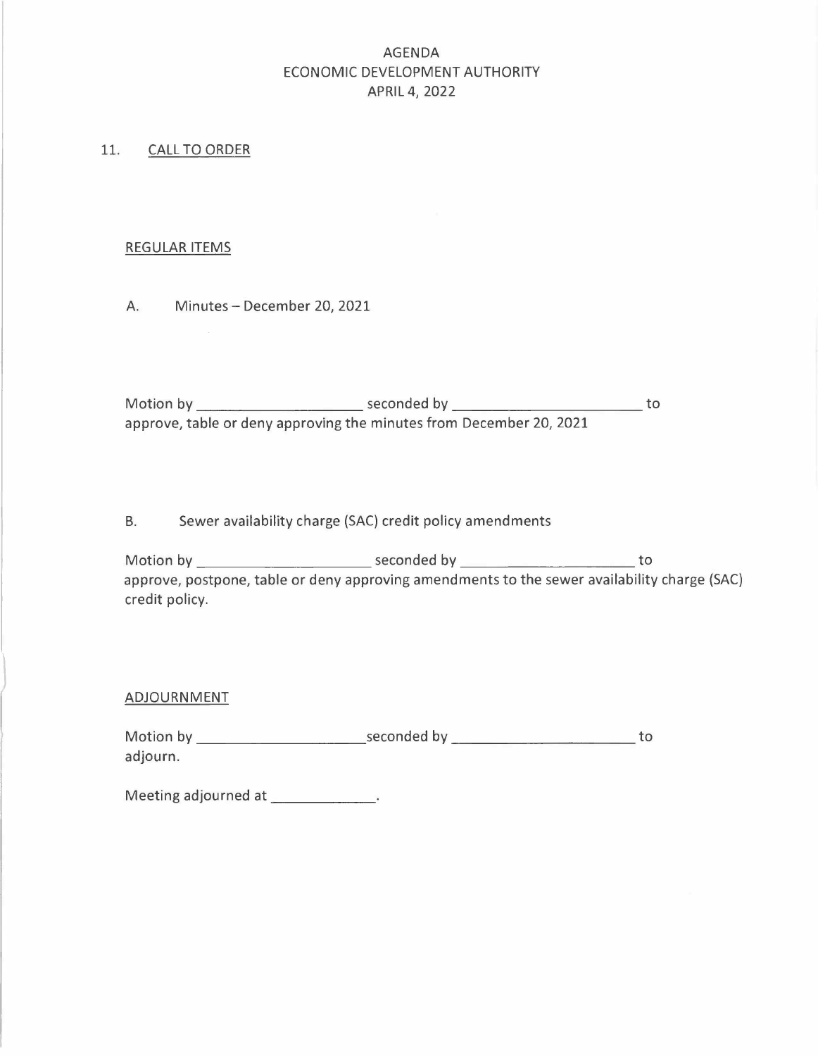# AGENDA
## ECONOMIC DEVELOPMENT AUTHORITY
## APRIL 4, 2022

11. CALL TO ORDER

REGULAR ITEMS

A. Minutes – December 20, 2021

Motion by ____________________ seconded by ________________________ to approve, table or deny approving the minutes from December 20, 2021

B. Sewer availability charge (SAC) credit policy amendments

Motion by ______________________ seconded by _____________________ to approve, postpone, table or deny approving amendments to the sewer availability charge (SAC) credit policy.

ADJOURNMENT

Motion by ____________________ seconded by ______________________ to adjourn.

Meeting adjourned at ____________.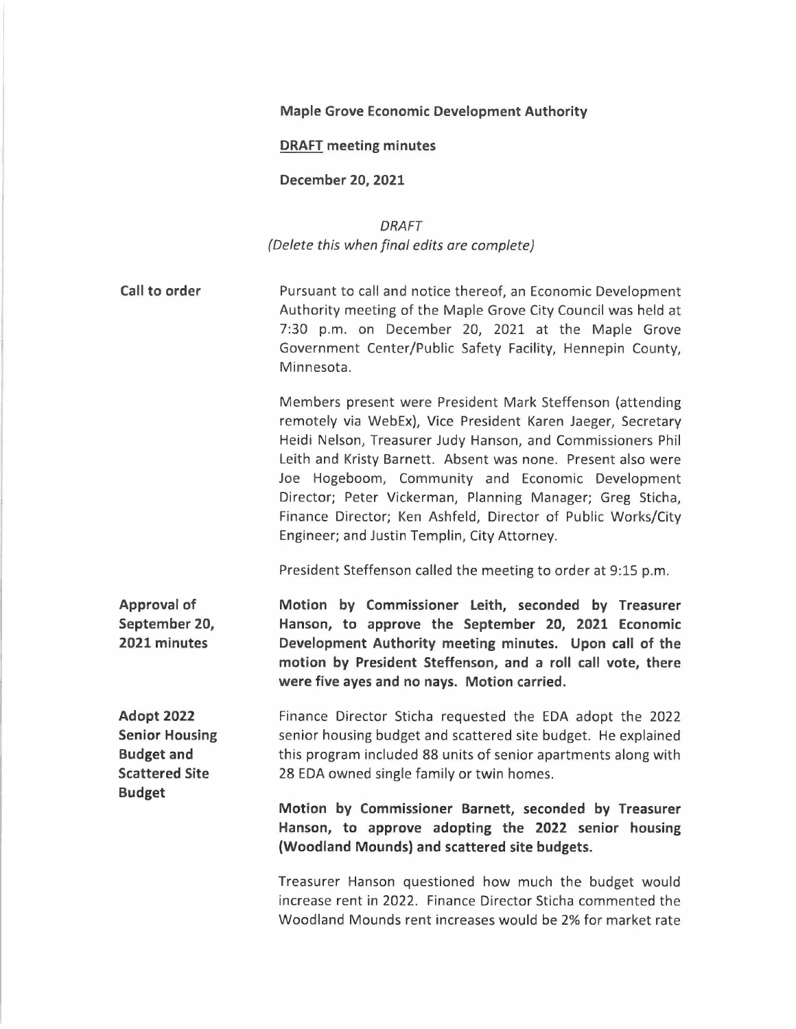**Maple Grove Economic Development Authority**

**DRAFT meeting minutes**

**December 20, 2021**

*DRAFT*
*(Delete this when final edits are complete)*

**Call to order**

Pursuant to call and notice thereof, an Economic Development Authority meeting of the Maple Grove City Council was held at 7:30 p.m. on December 20, 2021 at the Maple Grove Government Center/Public Safety Facility, Hennepin County, Minnesota.

Members present were President Mark Steffenson (attending remotely via WebEx), Vice President Karen Jaeger, Secretary Heidi Nelson, Treasurer Judy Hanson, and Commissioners Phil Leith and Kristy Barnett. Absent was none. Present also were Joe Hogeboom, Community and Economic Development Director; Peter Vickerman, Planning Manager; Greg Sticha, Finance Director; Ken Ashfeld, Director of Public Works/City Engineer; and Justin Templin, City Attorney.

President Steffenson called the meeting to order at 9:15 p.m.

**Approval of September 20, 2021 minutes**

**Motion by Commissioner Leith, seconded by Treasurer Hanson, to approve the September 20, 2021 Economic Development Authority meeting minutes. Upon call of the motion by President Steffenson, and a roll call vote, there were five ayes and no nays. Motion carried.**

**Adopt 2022 Senior Housing Budget and Scattered Site Budget**

Finance Director Sticha requested the EDA adopt the 2022 senior housing budget and scattered site budget. He explained this program included 88 units of senior apartments along with 28 EDA owned single family or twin homes.

**Motion by Commissioner Barnett, seconded by Treasurer Hanson, to approve adopting the 2022 senior housing (Woodland Mounds) and scattered site budgets.**

Treasurer Hanson questioned how much the budget would increase rent in 2022. Finance Director Sticha commented the Woodland Mounds rent increases would be 2% for market rate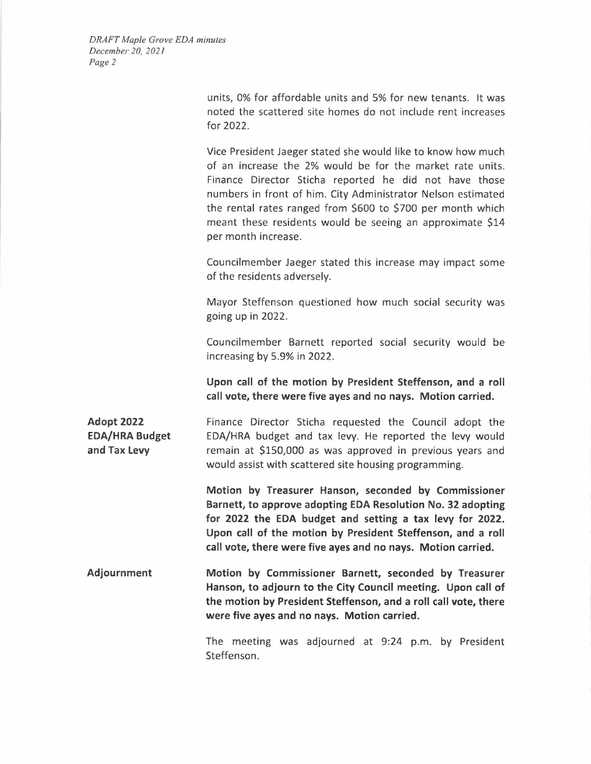units, 0% for affordable units and 5% for new tenants. It was noted the scattered site homes do not include rent increases for 2022.

Vice President Jaeger stated she would like to know how much of an increase the 2% would be for the market rate units. Finance Director Sticha reported he did not have those numbers in front of him. City Administrator Nelson estimated the rental rates ranged from $600 to $700 per month which meant these residents would be seeing an approximate $14 per month increase.

Councilmember Jaeger stated this increase may impact some of the residents adversely.

Mayor Steffenson questioned how much social security was going up in 2022.

Councilmember Barnett reported social security would be increasing by 5.9% in 2022.

**Upon call of the motion by President Steffenson, and a roll call vote, there were five ayes and no nays. Motion carried.**

**Adopt 2022 EDA/HRA Budget and Tax Levy**

Finance Director Sticha requested the Council adopt the EDA/HRA budget and tax levy. He reported the levy would remain at $150,000 as was approved in previous years and would assist with scattered site housing programming.

**Motion by Treasurer Hanson, seconded by Commissioner Barnett, to approve adopting EDA Resolution No. 32 adopting for 2022 the EDA budget and setting a tax levy for 2022. Upon call of the motion by President Steffenson, and a roll call vote, there were five ayes and no nays. Motion carried.**

**Adjournment**

**Motion by Commissioner Barnett, seconded by Treasurer Hanson, to adjourn to the City Council meeting. Upon call of the motion by President Steffenson, and a roll call vote, there were five ayes and no nays. Motion carried.**

The meeting was adjourned at 9:24 p.m. by President Steffenson.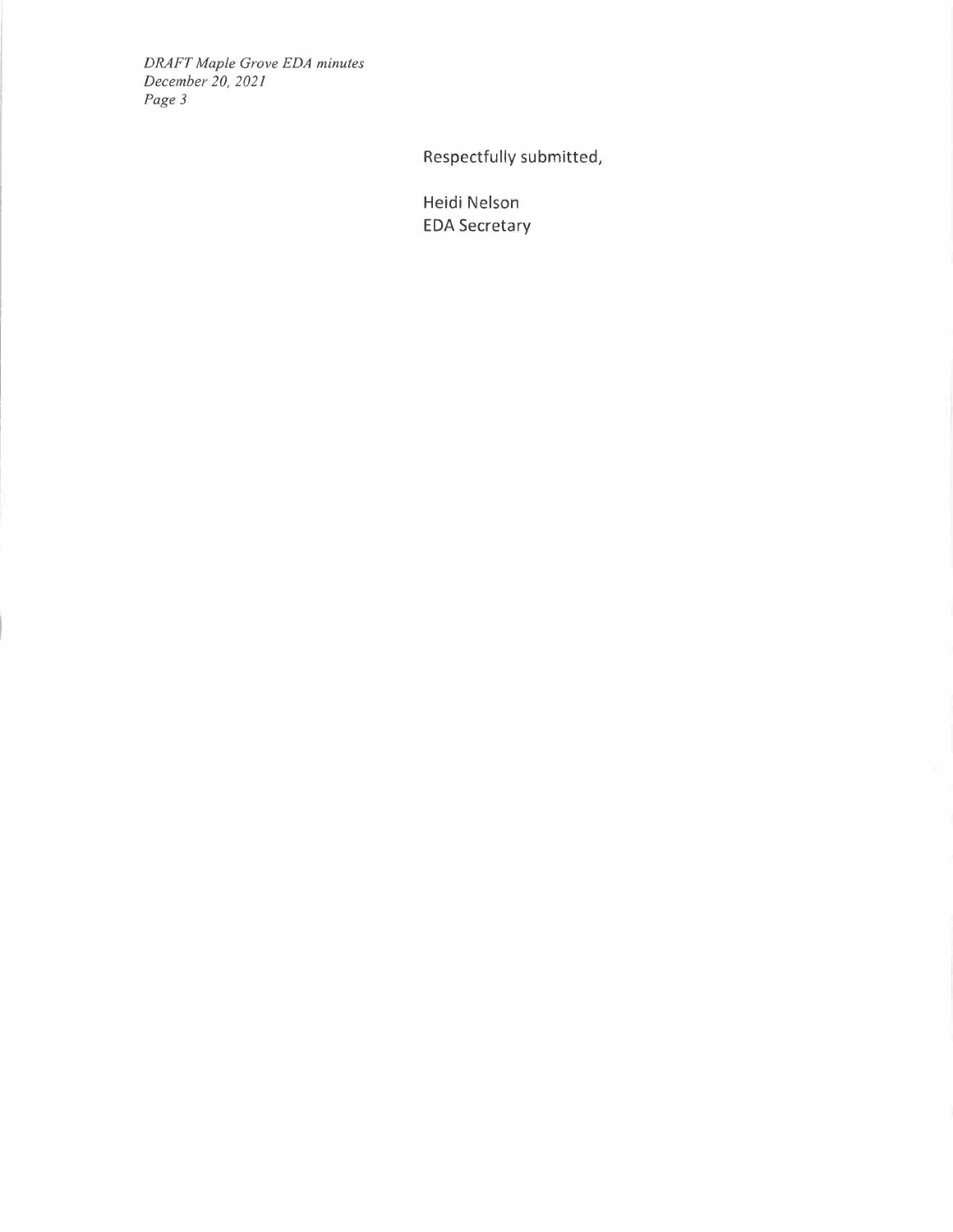Respectfully submitted,

Heidi Nelson
EDA Secretary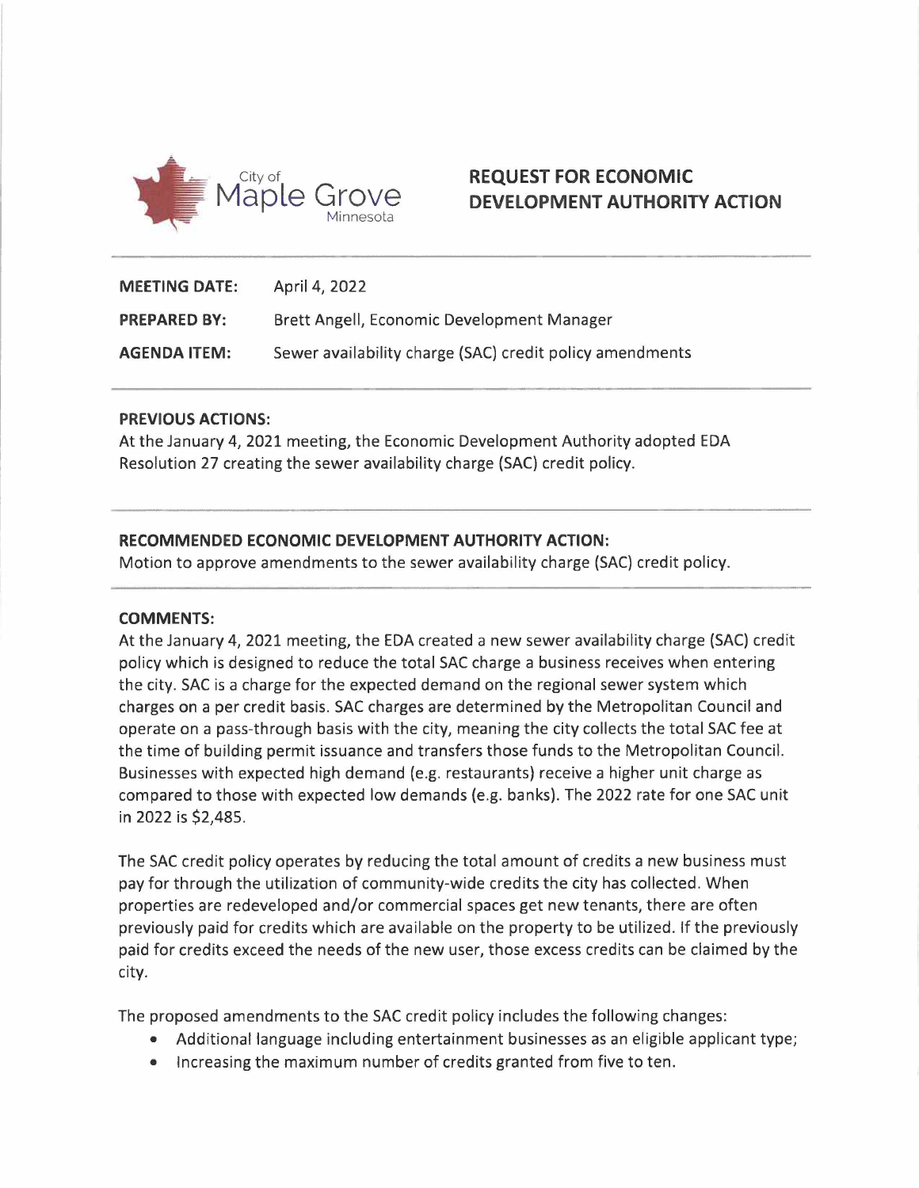City of Maple Grove Minnesota

# REQUEST FOR ECONOMIC DEVELOPMENT AUTHORITY ACTION

**MEETING DATE:** April 4, 2022

**PREPARED BY:** Brett Angell, Economic Development Manager

**AGENDA ITEM:** Sewer availability charge (SAC) credit policy amendments

**PREVIOUS ACTIONS:**
At the January 4, 2021 meeting, the Economic Development Authority adopted EDA Resolution 27 creating the sewer availability charge (SAC) credit policy.

**RECOMMENDED ECONOMIC DEVELOPMENT AUTHORITY ACTION:**
Motion to approve amendments to the sewer availability charge (SAC) credit policy.

**COMMENTS:**
At the January 4, 2021 meeting, the EDA created a new sewer availability charge (SAC) credit policy which is designed to reduce the total SAC charge a business receives when entering the city. SAC is a charge for the expected demand on the regional sewer system which charges on a per credit basis. SAC charges are determined by the Metropolitan Council and operate on a pass-through basis with the city, meaning the city collects the total SAC fee at the time of building permit issuance and transfers those funds to the Metropolitan Council. Businesses with expected high demand (e.g. restaurants) receive a higher unit charge as compared to those with expected low demands (e.g. banks). The 2022 rate for one SAC unit in 2022 is $2,485.

The SAC credit policy operates by reducing the total amount of credits a new business must pay for through the utilization of community-wide credits the city has collected. When properties are redeveloped and/or commercial spaces get new tenants, there are often previously paid for credits which are available on the property to be utilized. If the previously paid for credits exceed the needs of the new user, those excess credits can be claimed by the city.

The proposed amendments to the SAC credit policy includes the following changes:

- Additional language including entertainment businesses as an eligible applicant type;
- Increasing the maximum number of credits granted from five to ten.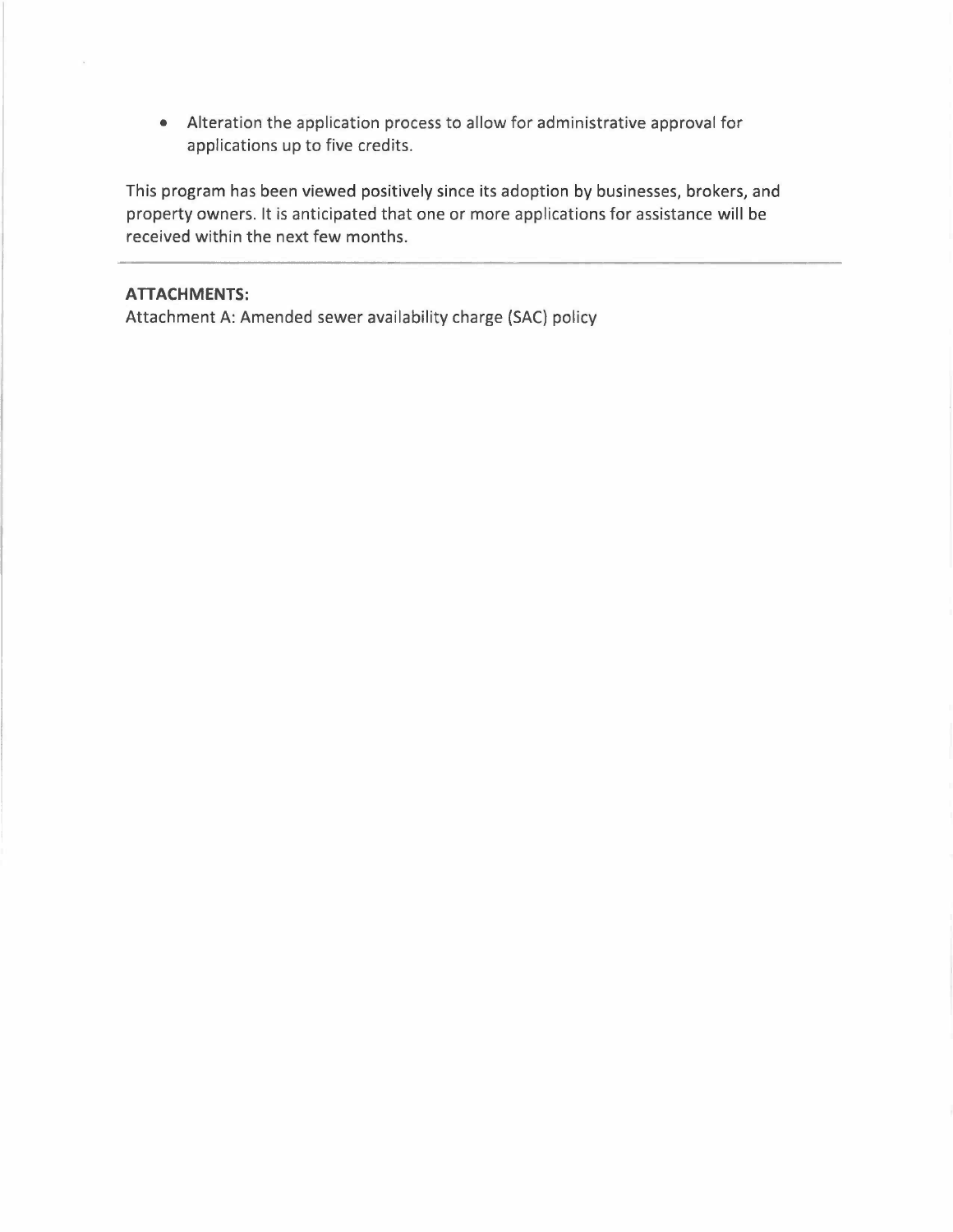- Alteration the application process to allow for administrative approval for applications up to five credits.

This program has been viewed positively since its adoption by businesses, brokers, and property owners. It is anticipated that one or more applications for assistance will be received within the next few months.

---

**ATTACHMENTS:**

Attachment A: Amended sewer availability charge (SAC) policy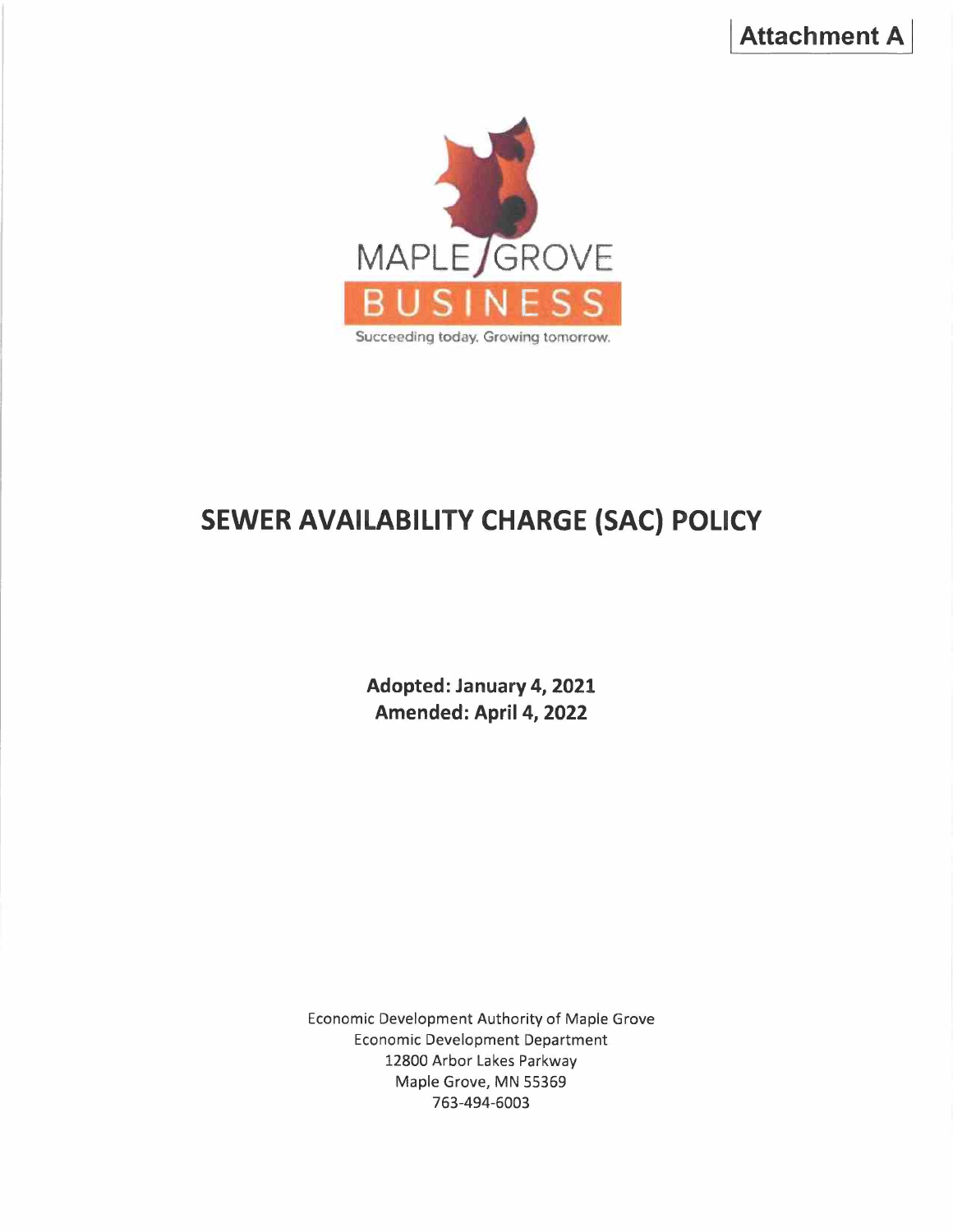**Attachment A**

MAPLE GROVE

BUSINESS

Succeeding today. Growing tomorrow.

# SEWER AVAILABILITY CHARGE (SAC) POLICY

**Adopted: January 4, 2021**
**Amended: April 4, 2022**

Economic Development Authority of Maple Grove
Economic Development Department
12800 Arbor Lakes Parkway
Maple Grove, MN 55369
763-494-6003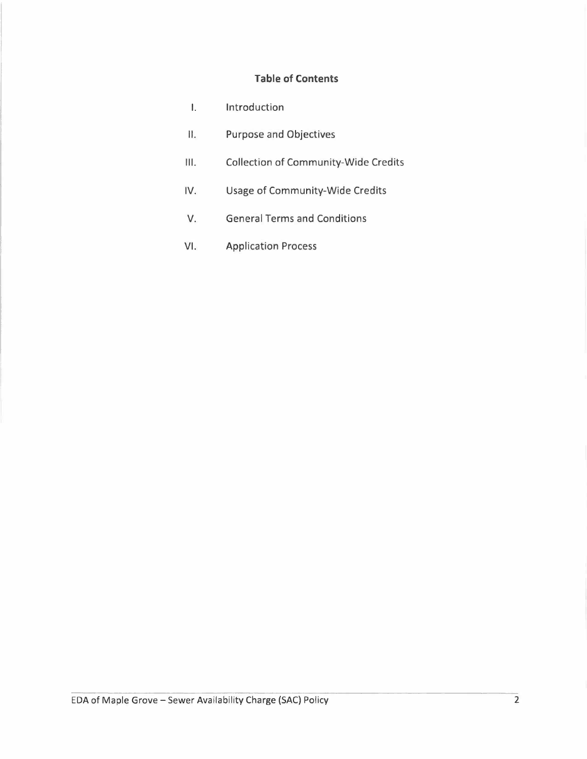## Table of Contents

I. Introduction

II. Purpose and Objectives

III. Collection of Community-Wide Credits

IV. Usage of Community-Wide Credits

V. General Terms and Conditions

VI. Application Process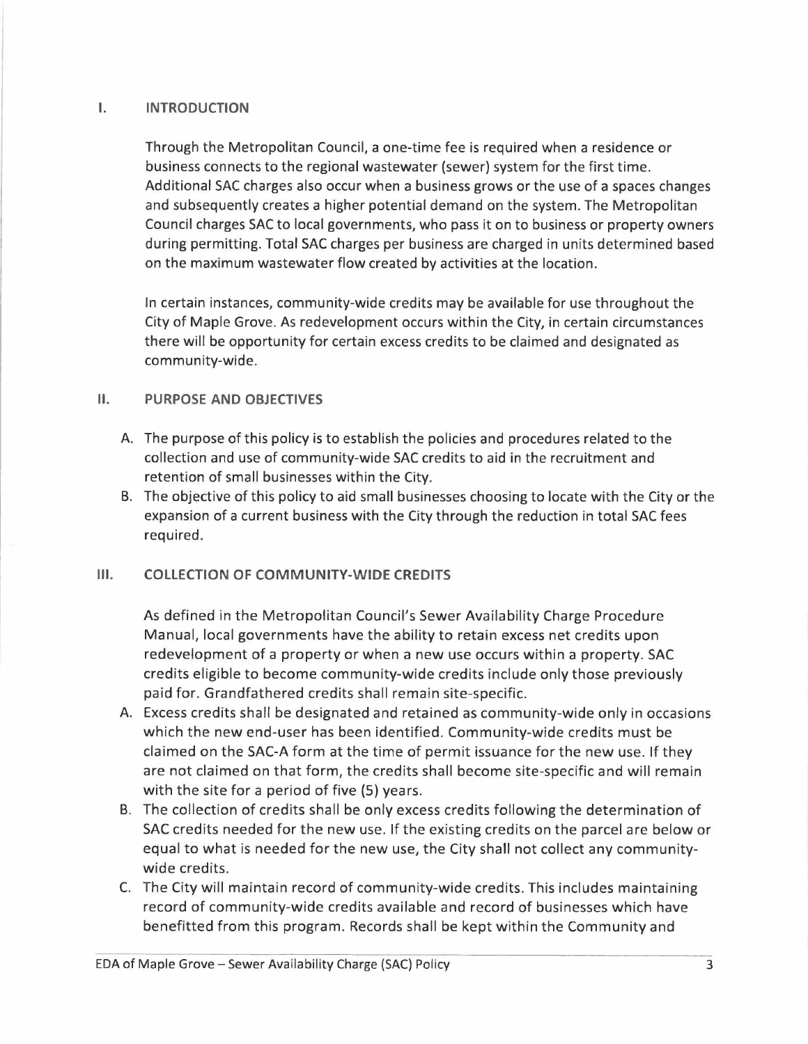## I. INTRODUCTION

Through the Metropolitan Council, a one-time fee is required when a residence or business connects to the regional wastewater (sewer) system for the first time. Additional SAC charges also occur when a business grows or the use of a spaces changes and subsequently creates a higher potential demand on the system. The Metropolitan Council charges SAC to local governments, who pass it on to business or property owners during permitting. Total SAC charges per business are charged in units determined based on the maximum wastewater flow created by activities at the location.

In certain instances, community-wide credits may be available for use throughout the City of Maple Grove. As redevelopment occurs within the City, in certain circumstances there will be opportunity for certain excess credits to be claimed and designated as community-wide.

## II. PURPOSE AND OBJECTIVES

A. The purpose of this policy is to establish the policies and procedures related to the collection and use of community-wide SAC credits to aid in the recruitment and retention of small businesses within the City.
B. The objective of this policy to aid small businesses choosing to locate with the City or the expansion of a current business with the City through the reduction in total SAC fees required.

## III. COLLECTION OF COMMUNITY-WIDE CREDITS

As defined in the Metropolitan Council's Sewer Availability Charge Procedure Manual, local governments have the ability to retain excess net credits upon redevelopment of a property or when a new use occurs within a property. SAC credits eligible to become community-wide credits include only those previously paid for. Grandfathered credits shall remain site-specific.

A. Excess credits shall be designated and retained as community-wide only in occasions which the new end-user has been identified. Community-wide credits must be claimed on the SAC-A form at the time of permit issuance for the new use. If they are not claimed on that form, the credits shall become site-specific and will remain with the site for a period of five (5) years.
B. The collection of credits shall be only excess credits following the determination of SAC credits needed for the new use. If the existing credits on the parcel are below or equal to what is needed for the new use, the City shall not collect any community-wide credits.
C. The City will maintain record of community-wide credits. This includes maintaining record of community-wide credits available and record of businesses which have benefitted from this program. Records shall be kept within the Community and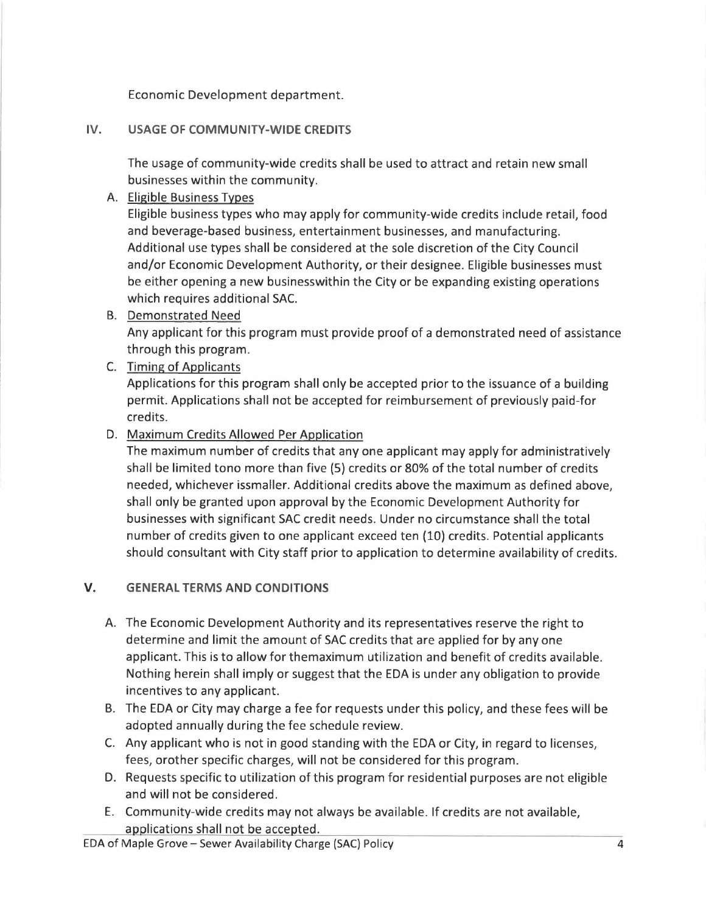Economic Development department.

## IV. USAGE OF COMMUNITY-WIDE CREDITS

The usage of community-wide credits shall be used to attract and retain new small businesses within the community.

A. Eligible Business Types
Eligible business types who may apply for community-wide credits include retail, food and beverage-based business, entertainment businesses, and manufacturing. Additional use types shall be considered at the sole discretion of the City Council and/or Economic Development Authority, or their designee. Eligible businesses must be either opening a new businesswithin the City or be expanding existing operations which requires additional SAC.

B. Demonstrated Need
Any applicant for this program must provide proof of a demonstrated need of assistance through this program.

C. Timing of Applicants
Applications for this program shall only be accepted prior to the issuance of a building permit. Applications shall not be accepted for reimbursement of previously paid-for credits.

D. Maximum Credits Allowed Per Application
The maximum number of credits that any one applicant may apply for administratively shall be limited tono more than five (5) credits or 80% of the total number of credits needed, whichever issmaller. Additional credits above the maximum as defined above, shall only be granted upon approval by the Economic Development Authority for businesses with significant SAC credit needs. Under no circumstance shall the total number of credits given to one applicant exceed ten (10) credits. Potential applicants should consultant with City staff prior to application to determine availability of credits.

## V. GENERAL TERMS AND CONDITIONS

A. The Economic Development Authority and its representatives reserve the right to determine and limit the amount of SAC credits that are applied for by any one applicant. This is to allow for themaximum utilization and benefit of credits available. Nothing herein shall imply or suggest that the EDA is under any obligation to provide incentives to any applicant.

B. The EDA or City may charge a fee for requests under this policy, and these fees will be adopted annually during the fee schedule review.

C. Any applicant who is not in good standing with the EDA or City, in regard to licenses, fees, orother specific charges, will not be considered for this program.

D. Requests specific to utilization of this program for residential purposes are not eligible and will not be considered.

E. Community-wide credits may not always be available. If credits are not available, applications shall not be accepted.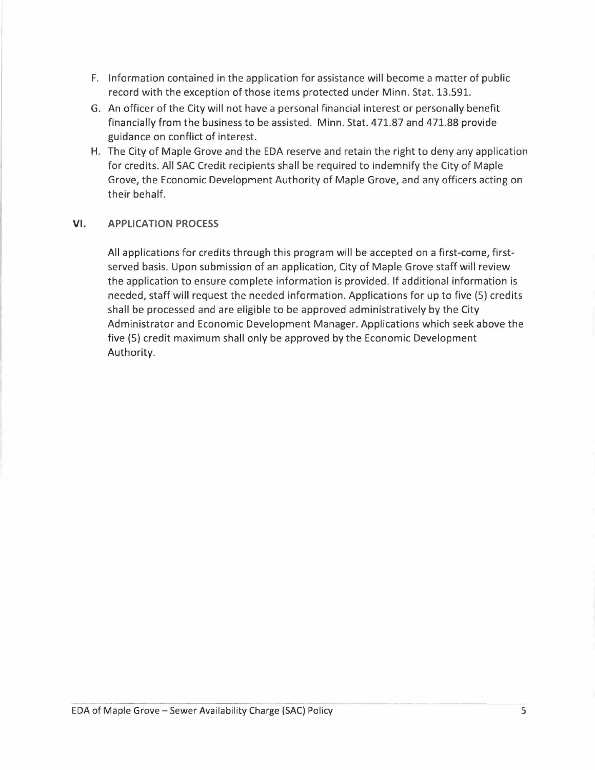F. Information contained in the application for assistance will become a matter of public record with the exception of those items protected under Minn. Stat. 13.591.

G. An officer of the City will not have a personal financial interest or personally benefit financially from the business to be assisted. Minn. Stat. 471.87 and 471.88 provide guidance on conflict of interest.

H. The City of Maple Grove and the EDA reserve and retain the right to deny any application for credits. All SAC Credit recipients shall be required to indemnify the City of Maple Grove, the Economic Development Authority of Maple Grove, and any officers acting on their behalf.

## VI. APPLICATION PROCESS

All applications for credits through this program will be accepted on a first-come, first-served basis. Upon submission of an application, City of Maple Grove staff will review the application to ensure complete information is provided. If additional information is needed, staff will request the needed information. Applications for up to five (5) credits shall be processed and are eligible to be approved administratively by the City Administrator and Economic Development Manager. Applications which seek above the five (5) credit maximum shall only be approved by the Economic Development Authority.